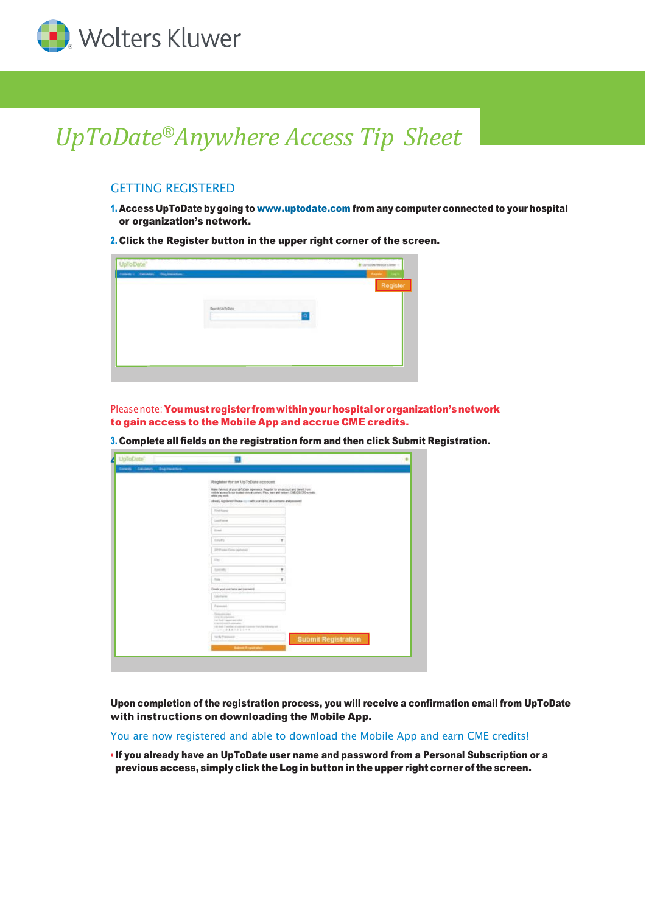Wolters Kluwer

# UpToDate® Anywhere Access Tip Sheet

## GETTING REGISTERED

1. **Access UpToDate by going to www.uptodate.com from any computer connected to your hospital or organization's network.**

2. **Click the Register button in the upper right corner of the screen.**

Please note: **You must register from within your hospital or organization's network to gain access to the Mobile App and accrue CME credits.**

3. **Complete all fields on the registration form and then click Submit Registration.**

**Upon completion of the registration process, you will receive a confirmation email from UpToDate with instructions on downloading the Mobile App.**

You are now registered and able to download the Mobile App and earn CME credits!

- **If you already have an UpToDate user name and password from a Personal Subscription or a previous access, simply click the Log in button in the upper right corner of the screen.**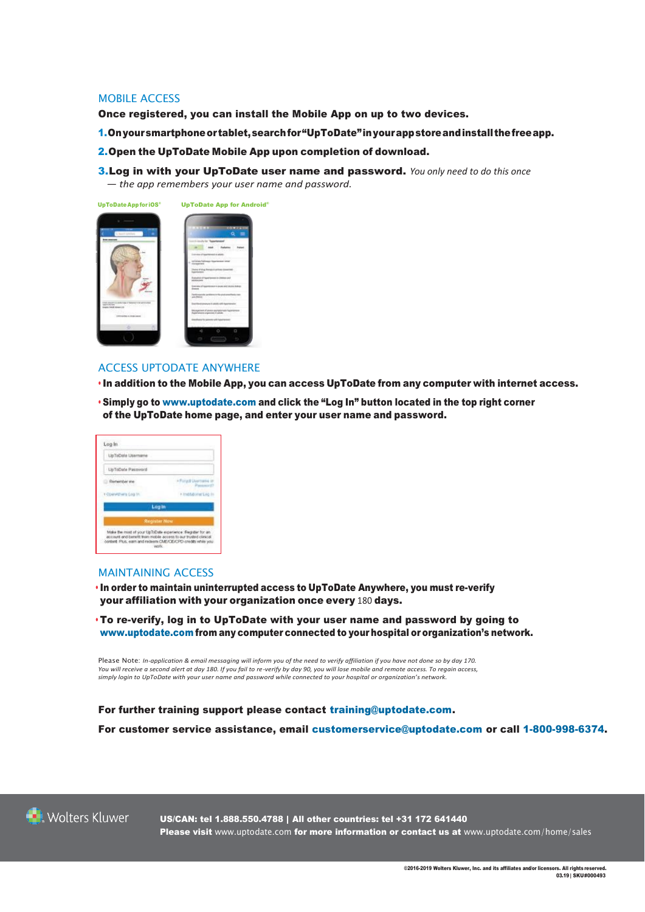## MOBILE ACCESS

**Once registered, you can install the Mobile App on up to two devices.**

1. **On your smartphone or tablet, search for "UpToDate" in your app store and install the free app.**
2. **Open the UpToDate Mobile App upon completion of download.**
3. **Log in with your UpToDate user name and password.** *You only need to do this once — the app remembers your user name and password.*

UpToDate App for iOS®

UpToDate App for Android®

## ACCESS UPTODATE ANYWHERE

- **In addition to the Mobile App, you can access UpToDate from any computer with internet access.**
- **Simply go to www.uptodate.com and click the "Log In" button located in the top right corner of the UpToDate home page, and enter your user name and password.**

Log In

UpToDate Username

UpToDate Password

Remember me

• Forgot Username or Password?

• OpenAthens Log In

• Institutional Log In

Log In

Register Now

Make the most of your UpToDate experience: Register for an account and benefit from mobile access to our trusted clinical content. Plus, earn and redeem CME/CE/CPD credits while you work.

## MAINTAINING ACCESS

- **In order to maintain uninterrupted access to UpToDate Anywhere, you must re-verify your affiliation with your organization once every** 180 **days.**
- **To re-verify, log in to UpToDate with your user name and password by going to www.uptodate.com from any computer connected to your hospital or organization's network.**

Please Note: *In-application & email messaging will inform you of the need to verify affiliation if you have not done so by day 170. You will receive a second alert at day 180. If you fail to re-verify by day 90, you will lose mobile and remote access. To regain access, simply login to UpToDate with your user name and password while connected to your hospital or organization's network.*

**For further training support please contact training@uptodate.com.**

**For customer service assistance, email customerservice@uptodate.com or call 1-800-998-6374.**

Wolters Kluwer

**US/CAN: tel 1.888.550.4788 | All other countries: tel +31 172 641440**

**Please visit** www.uptodate.com **for more information or contact us at** www.uptodate.com/home/sales

©2016-2019 Wolters Kluwer, Inc. and its affiliates and/or licensors. All rights reserved.
03.19 | SKU#000493